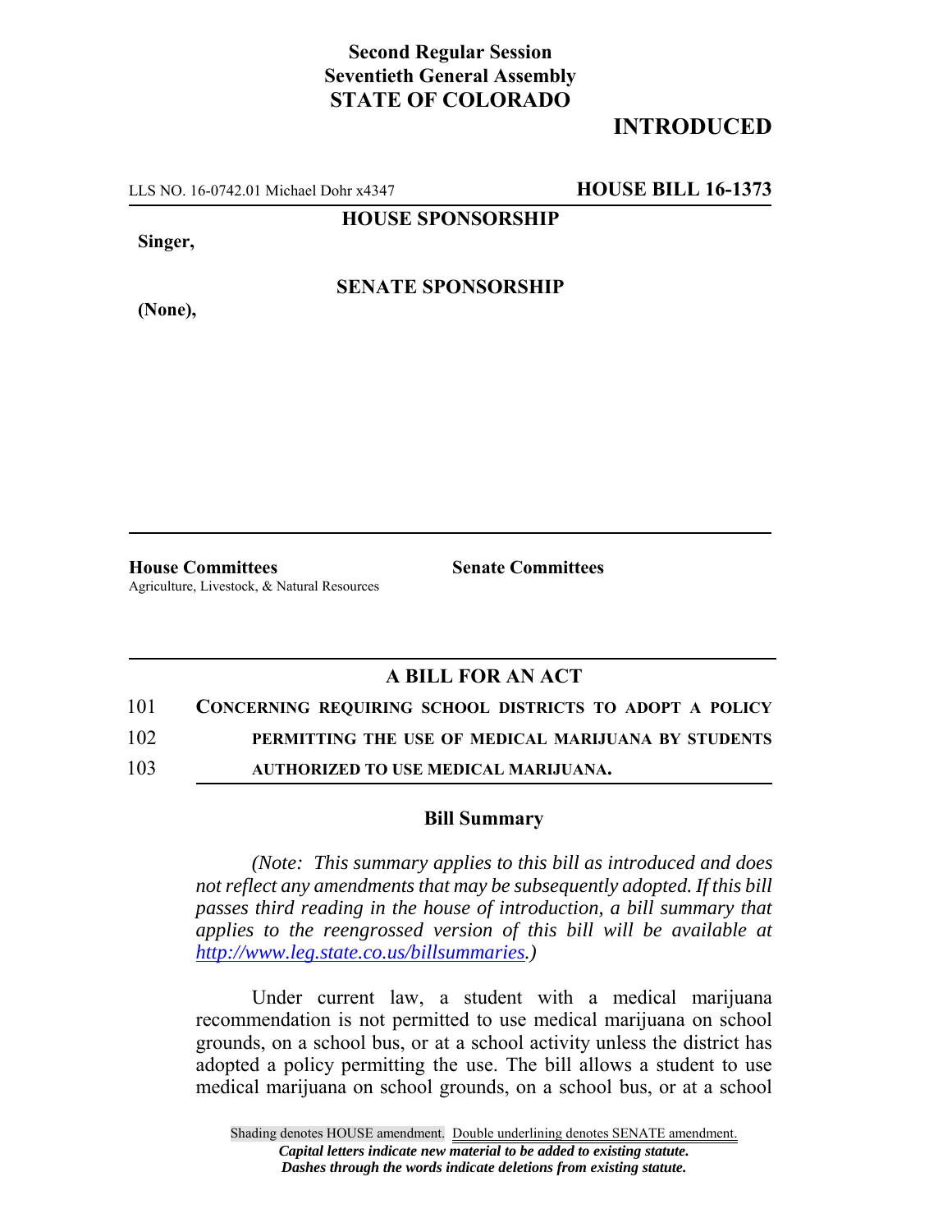**Second Regular Session**
**Seventieth General Assembly**
**STATE OF COLORADO**

# INTRODUCED

LLS NO. 16-0742.01 Michael Dohr x4347 **HOUSE BILL 16-1373**

**HOUSE SPONSORSHIP**

**Singer,**

**SENATE SPONSORSHIP**

**(None),**

**House Committees**
Agriculture, Livestock, & Natural Resources

**Senate Committees**

## A BILL FOR AN ACT

101 CONCERNING REQUIRING SCHOOL DISTRICTS TO ADOPT A POLICY
102 PERMITTING THE USE OF MEDICAL MARIJUANA BY STUDENTS
103 AUTHORIZED TO USE MEDICAL MARIJUANA.

### Bill Summary

*(Note: This summary applies to this bill as introduced and does not reflect any amendments that may be subsequently adopted. If this bill passes third reading in the house of introduction, a bill summary that applies to the reengrossed version of this bill will be available at http://www.leg.state.co.us/billsummaries.)*

Under current law, a student with a medical marijuana recommendation is not permitted to use medical marijuana on school grounds, on a school bus, or at a school activity unless the district has adopted a policy permitting the use. The bill allows a student to use medical marijuana on school grounds, on a school bus, or at a school

Shading denotes HOUSE amendment. Double underlining denotes SENATE amendment.
*Capital letters indicate new material to be added to existing statute.*
*Dashes through the words indicate deletions from existing statute.*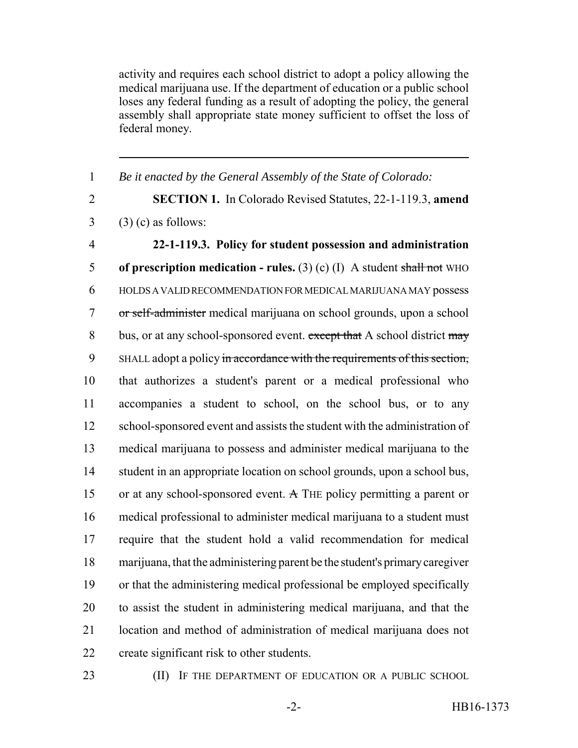activity and requires each school district to adopt a policy allowing the medical marijuana use. If the department of education or a public school loses any federal funding as a result of adopting the policy, the general assembly shall appropriate state money sufficient to offset the loss of federal money.

---

1 *Be it enacted by the General Assembly of the State of Colorado:*

2 **SECTION 1.** In Colorado Revised Statutes, 22-1-119.3, **amend**
3 (3) (c) as follows:

4 **22-1-119.3. Policy for student possession and administration**
5 **of prescription medication - rules.** (3) (c) (I) A student ~~shall not~~ WHO
6 HOLDS A VALID RECOMMENDATION FOR MEDICAL MARIJUANA MAY possess
7 ~~or self-administer~~ medical marijuana on school grounds, upon a school
8 bus, or at any school-sponsored event. ~~except that~~ A school district ~~may~~
9 SHALL adopt a policy ~~in accordance with the requirements of this section,~~
10 that authorizes a student's parent or a medical professional who
11 accompanies a student to school, on the school bus, or to any
12 school-sponsored event and assists the student with the administration of
13 medical marijuana to possess and administer medical marijuana to the
14 student in an appropriate location on school grounds, upon a school bus,
15 or at any school-sponsored event. ~~A~~ THE policy permitting a parent or
16 medical professional to administer medical marijuana to a student must
17 require that the student hold a valid recommendation for medical
18 marijuana, that the administering parent be the student's primary caregiver
19 or that the administering medical professional be employed specifically
20 to assist the student in administering medical marijuana, and that the
21 location and method of administration of medical marijuana does not
22 create significant risk to other students.

23 (II) IF THE DEPARTMENT OF EDUCATION OR A PUBLIC SCHOOL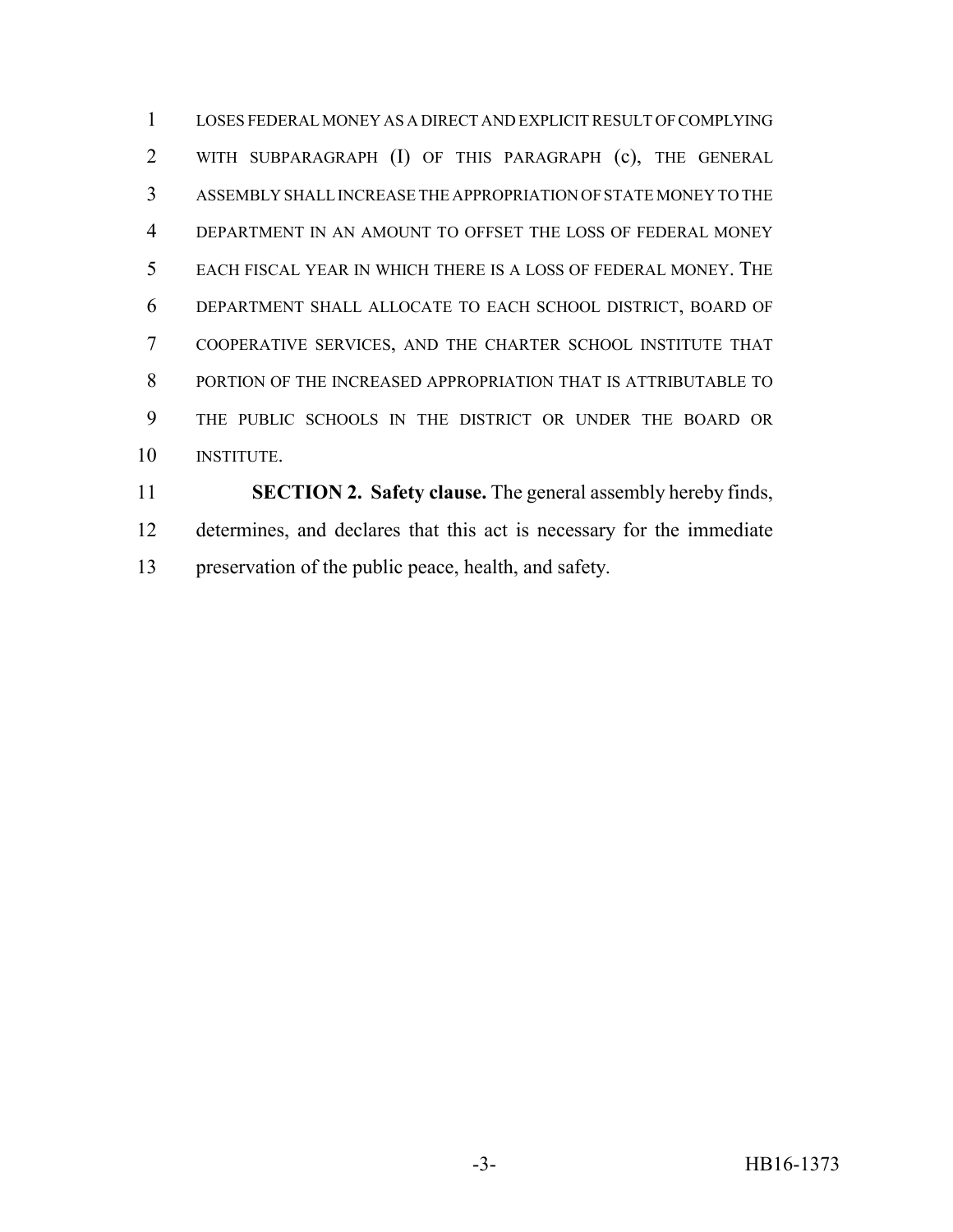LOSES FEDERAL MONEY AS A DIRECT AND EXPLICIT RESULT OF COMPLYING WITH SUBPARAGRAPH (I) OF THIS PARAGRAPH (c), THE GENERAL ASSEMBLY SHALL INCREASE THE APPROPRIATION OF STATE MONEY TO THE DEPARTMENT IN AN AMOUNT TO OFFSET THE LOSS OF FEDERAL MONEY EACH FISCAL YEAR IN WHICH THERE IS A LOSS OF FEDERAL MONEY. THE DEPARTMENT SHALL ALLOCATE TO EACH SCHOOL DISTRICT, BOARD OF COOPERATIVE SERVICES, AND THE CHARTER SCHOOL INSTITUTE THAT PORTION OF THE INCREASED APPROPRIATION THAT IS ATTRIBUTABLE TO THE PUBLIC SCHOOLS IN THE DISTRICT OR UNDER THE BOARD OR INSTITUTE.

**SECTION 2. Safety clause.** The general assembly hereby finds, determines, and declares that this act is necessary for the immediate preservation of the public peace, health, and safety.